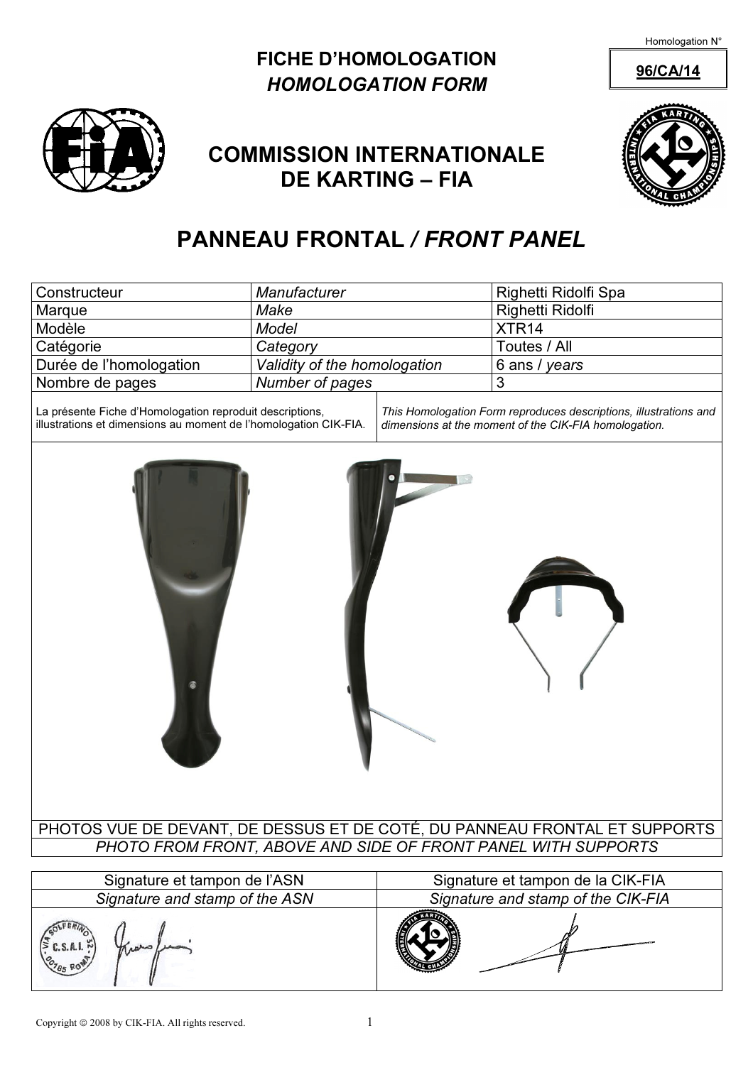Homologation N°

**96/CA/14**

# FICHE D'HOMOLOGATION
## *HOMOLOGATION FORM*

## COMMISSION INTERNATIONALE DE KARTING – FIA

# PANNEAU FRONTAL / *FRONT PANEL*

| Constructeur | *Manufacturer* | Righetti Ridolfi Spa |
|---|---|---|
| Marque | *Make* | Righetti Ridolfi |
| Modèle | *Model* | XTR14 |
| Catégorie | *Category* | Toutes / All |
| Durée de l'homologation | *Validity of the homologation* | 6 ans / *years* |
| Nombre de pages | *Number of pages* | 3 |

La présente Fiche d'Homologation reproduit descriptions, illustrations et dimensions au moment de l'homologation CIK-FIA.

*This Homologation Form reproduces descriptions, illustrations and dimensions at the moment of the CIK-FIA homologation.*

PHOTOS VUE DE DEVANT, DE DESSUS ET DE COTÉ, DU PANNEAU FRONTAL ET SUPPORTS

*PHOTO FROM FRONT, ABOVE AND SIDE OF FRONT PANEL WITH SUPPORTS*

| Signature et tampon de l'ASN | Signature et tampon de la CIK-FIA |
|---|---|
| *Signature and stamp of the ASN* | *Signature and stamp of the CIK-FIA* |

Copyright © 2008 by CIK-FIA. All rights reserved.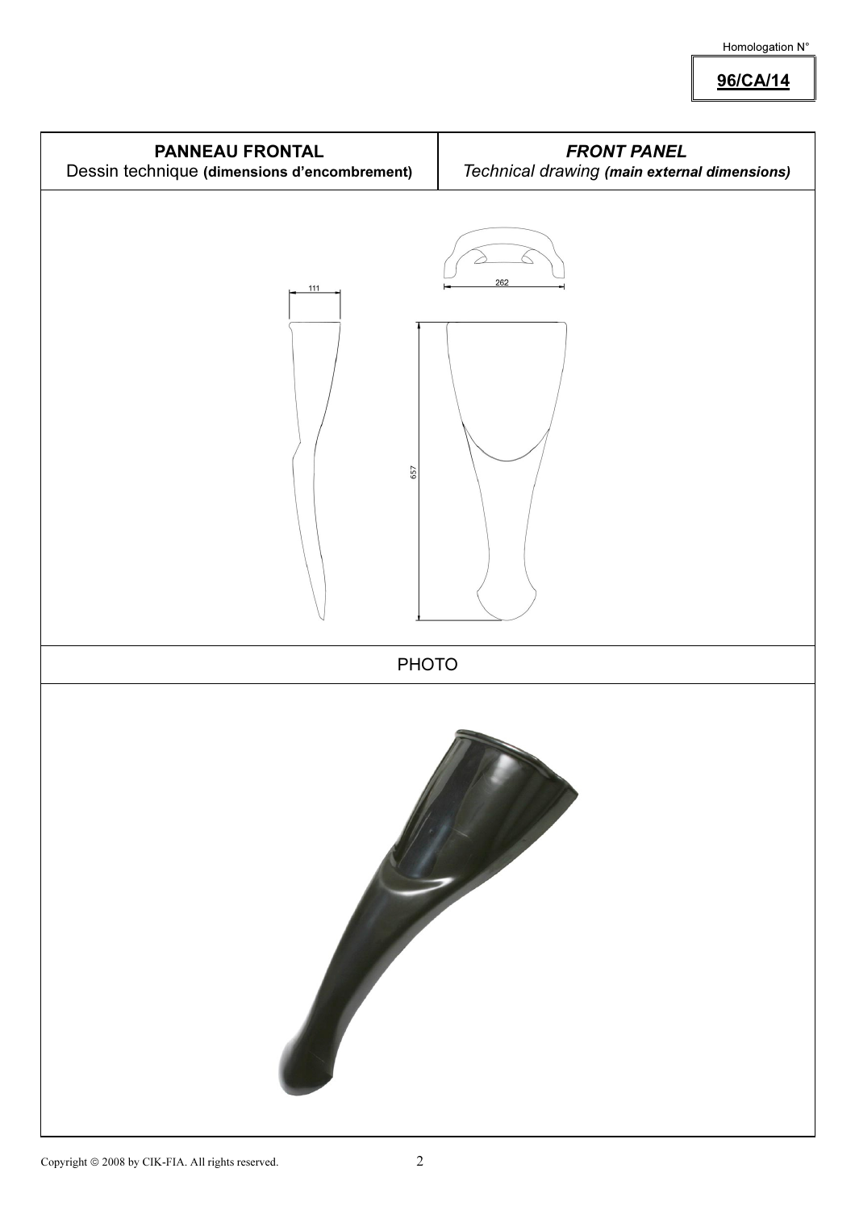Homologation N°

**96/CA/14**

| **PANNEAU FRONTAL** Dessin technique **(dimensions d'encombrement)** | ***FRONT PANEL*** *Technical drawing* ***(main external dimensions)*** |
|---|---|

111

262

657

PHOTO

Copyright © 2008 by CIK-FIA. All rights reserved.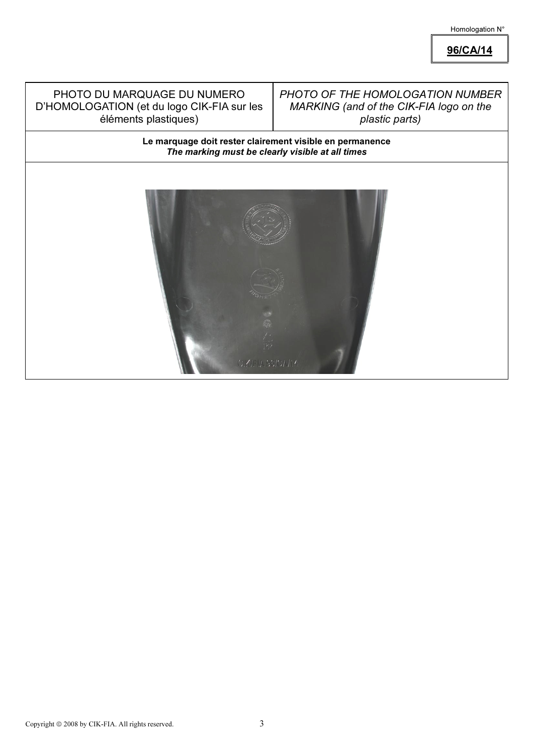Homologation N°

**96/CA/14**

| PHOTO DU MARQUAGE DU NUMERO D'HOMOLOGATION (et du logo CIK-FIA sur les éléments plastiques) | *PHOTO OF THE HOMOLOGATION NUMBER MARKING (and of the CIK-FIA logo on the plastic parts)* |
| --- | --- |
| **Le marquage doit rester clairement visible en permanence** *The marking must be clearly visible at all times* | |

Copyright © 2008 by CIK-FIA. All rights reserved.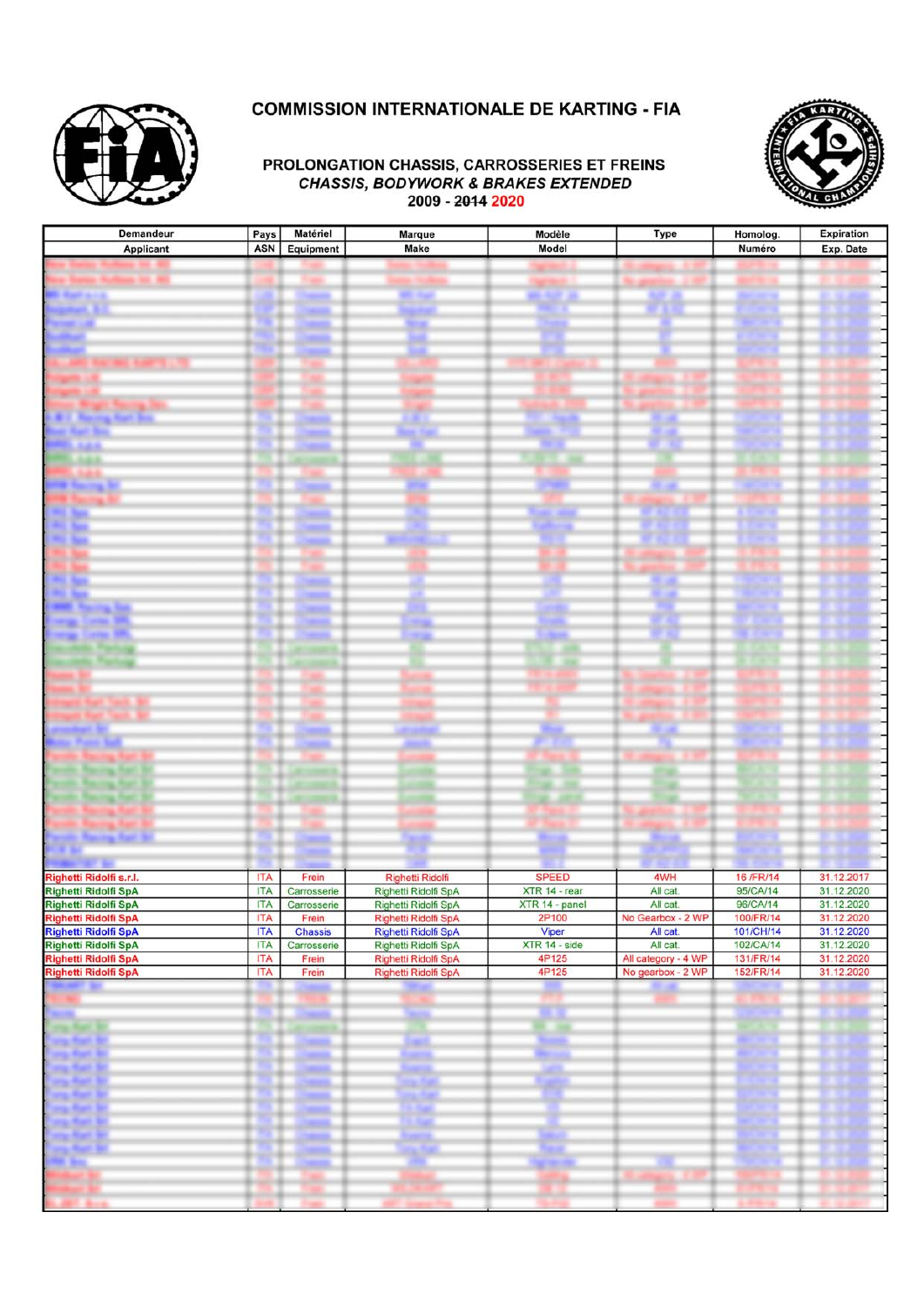# COMMISSION INTERNATIONALE DE KARTING - FIA

## PROLONGATION CHASSIS, CARROSSERIES ET FREINS

## *CHASSIS, BODYWORK & BRAKES EXTENDED*

## 2009 - ~~2014~~ 2020

| Demandeur | Pays | Matériel | Marque | Modèle | Type | Homolog. | Expiration |
|---|---|---|---|---|---|---|---|
| Applicant | ASN | Equipment | Make | Model | | Numéro | Exp. Date |
| Righetti Ridolfi s.r.l. | ITA | Frein | Righetti Ridolfi | SPEED | 4WH | 16 /FR/14 | 31.12.2017 |
| Righetti Ridolfi SpA | ITA | Carrosserie | Righetti Ridolfi SpA | XTR 14 - rear | All cat. | 95/CA/14 | 31.12.2020 |
| Righetti Ridolfi SpA | ITA | Carrosserie | Righetti Ridolfi SpA | XTR 14 - panel | All cat. | 96/CA/14 | 31.12.2020 |
| Righetti Ridolfi SpA | ITA | Frein | Righetti Ridolfi SpA | 2P100 | No Gearbox - 2 WP | 100/FR/14 | 31.12.2020 |
| Righetti Ridolfi SpA | ITA | Chassis | Righetti Ridolfi SpA | Viper | All cat. | 101/CH/14 | 31.12.2020 |
| Righetti Ridolfi SpA | ITA | Carrosserie | Righetti Ridolfi SpA | XTR 14 - side | All cat. | 102/CA/14 | 31.12.2020 |
| Righetti Ridolfi SpA | ITA | Frein | Righetti Ridolfi SpA | 4P125 | All category - 4 WP | 131/FR/14 | 31.12.2020 |
| Righetti Ridolfi SpA | ITA | Frein | Righetti Ridolfi SpA | 4P125 | No gearbox - 2 WP | 152/FR/14 | 31.12.2020 |